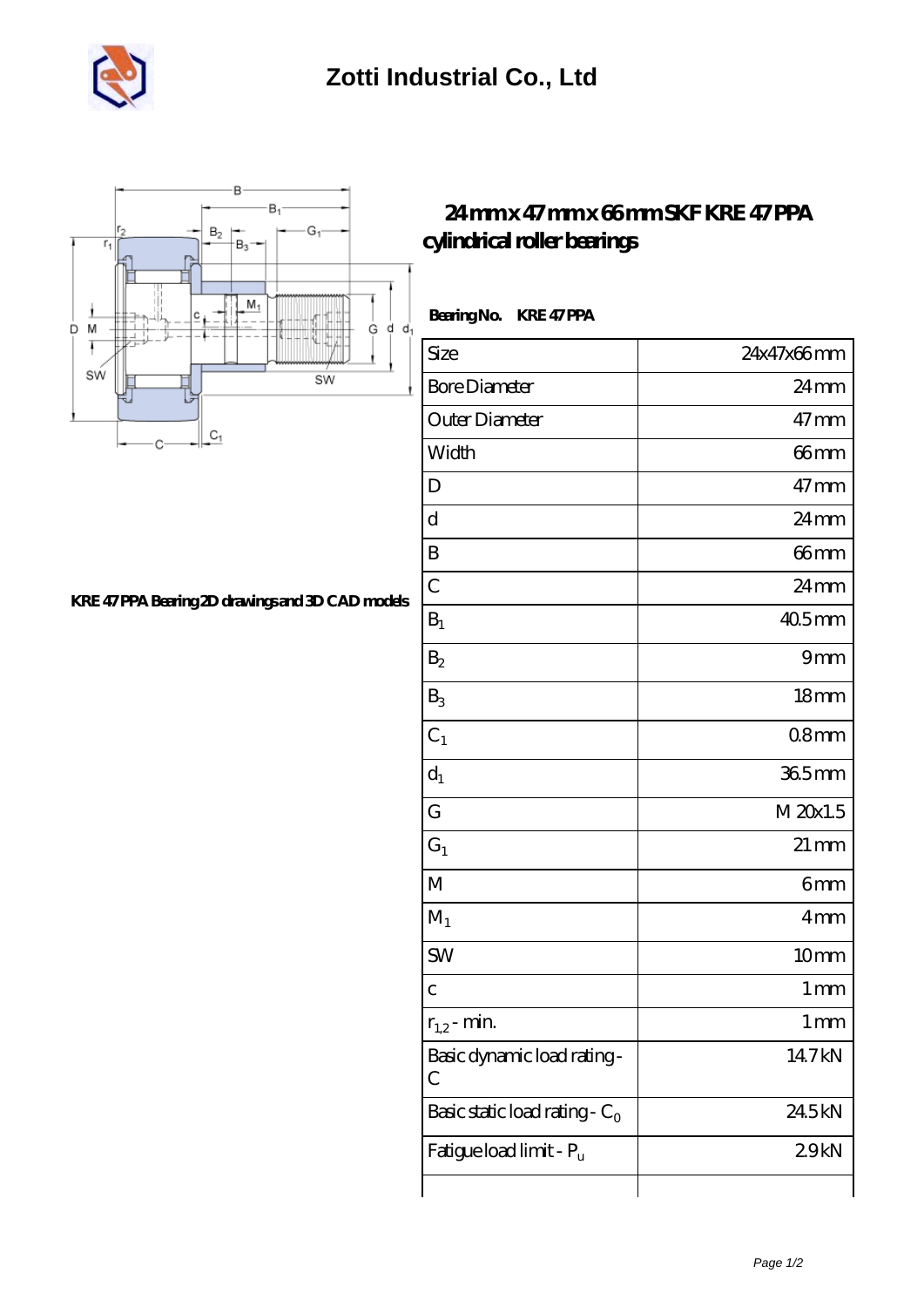# Zotti Industrial Co., Ltd

## 24 mm x 47 mm x 66 mm SKF KRE 47 PPA cylindrical roller bearings

KRE 47 PPA Bearing 2D drawings and 3D CAD models

**Bearing No.** **KRE 47 PPA**

| Size | 24x47x66 mm |
|---|---|
| Bore Diameter | 24 mm |
| Outer Diameter | 47 mm |
| Width | 66 mm |
| D | 47 mm |
| d | 24 mm |
| B | 66 mm |
| C | 24 mm |
| $B_1$ | 40.5 mm |
| $B_2$ | 9 mm |
| $B_3$ | 18 mm |
| $C_1$ | 0.8 mm |
| $d_1$ | 36.5 mm |
| G | M 20x1.5 |
| $G_1$ | 21 mm |
| M | 6 mm |
| $M_1$ | 4 mm |
| SW | 10 mm |
| c | 1 mm |
| $r_{1,2}$ - min. | 1 mm |
| Basic dynamic load rating - C | 14.7 kN |
| Basic static load rating - $C_0$ | 24.5 kN |
| Fatigue load limit - $P_u$ | 2.9 kN |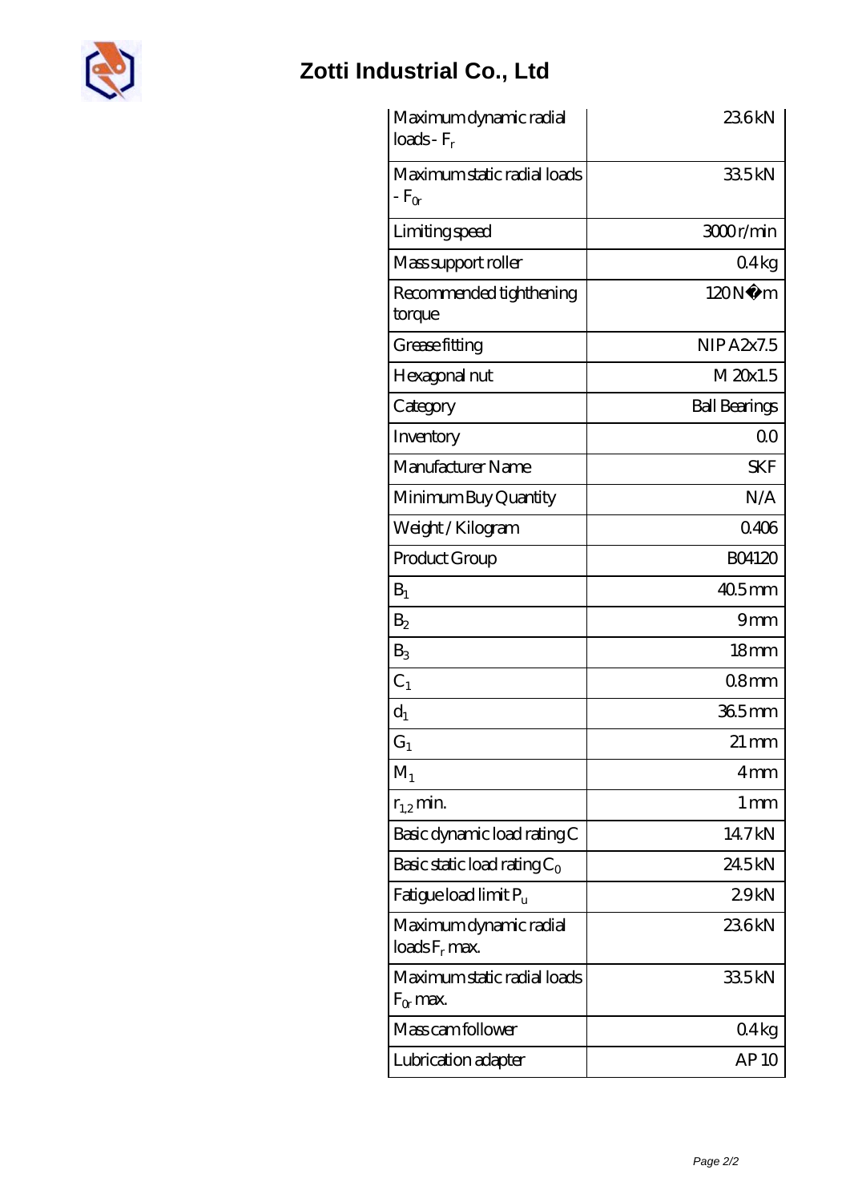# Zotti Industrial Co., Ltd

| | |
|---|---|
| Maximum dynamic radial loads - $F_r$ | 23.6 kN |
| Maximum static radial loads - $F_{0r}$ | 33.5 kN |
| Limiting speed | 3000 r/min |
| Mass support roller | 0.4 kg |
| Recommended tighthening torque | 120 N�m |
| Grease fitting | NIP A2x7.5 |
| Hexagonal nut | M 20x1.5 |
| Category | Ball Bearings |
| Inventory | 0.0 |
| Manufacturer Name | SKF |
| Minimum Buy Quantity | N/A |
| Weight / Kilogram | 0.406 |
| Product Group | B04120 |
| $B_1$ | 40.5 mm |
| $B_2$ | 9 mm |
| $B_3$ | 18 mm |
| $C_1$ | 0.8 mm |
| $d_1$ | 36.5 mm |
| $G_1$ | 21 mm |
| $M_1$ | 4 mm |
| $r_{1,2}$ min. | 1 mm |
| Basic dynamic load rating C | 14.7 kN |
| Basic static load rating $C_0$ | 24.5 kN |
| Fatigue load limit $P_u$ | 2.9 kN |
| Maximum dynamic radial loads $F_r$ max. | 23.6 kN |
| Maximum static radial loads $F_{0r}$ max. | 33.5 kN |
| Mass cam follower | 0.4 kg |
| Lubrication adapter | AP 10 |